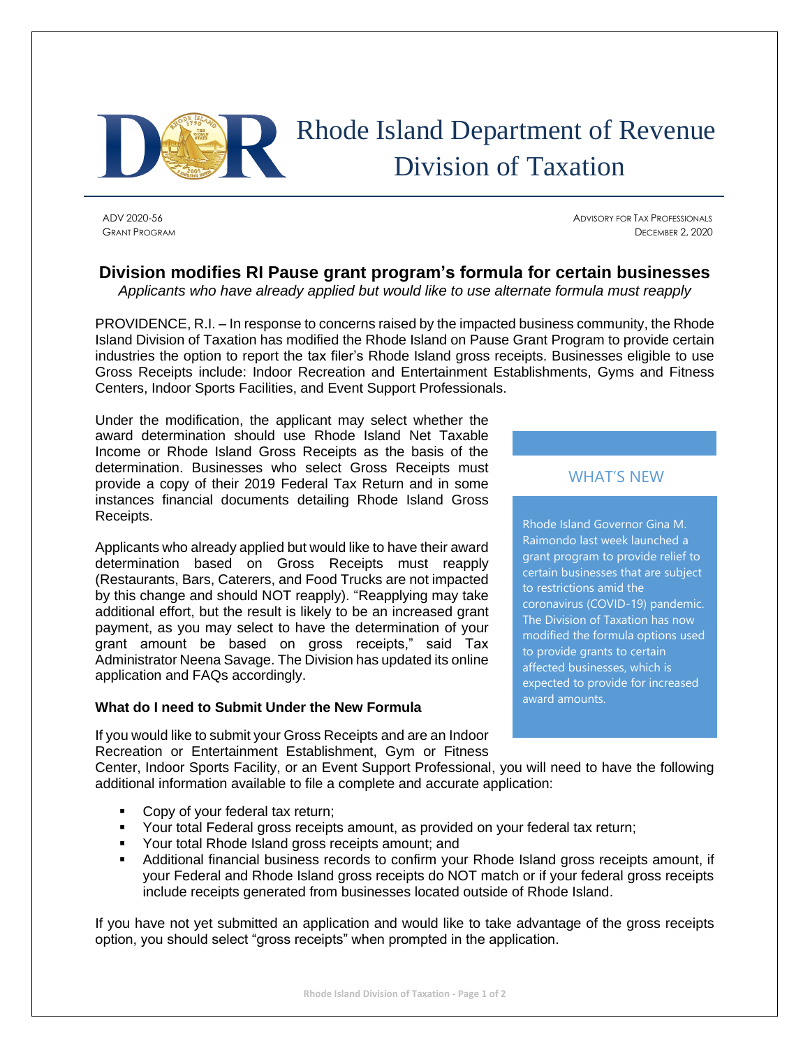# Rhode Island Department of Revenue Division of Taxation

ADV 2020-56
GRANT PROGRAM

ADVISORY FOR TAX PROFESSIONALS
DECEMBER 2, 2020

## Division modifies RI Pause grant program's formula for certain businesses

*Applicants who have already applied but would like to use alternate formula must reapply*

PROVIDENCE, R.I. – In response to concerns raised by the impacted business community, the Rhode Island Division of Taxation has modified the Rhode Island on Pause Grant Program to provide certain industries the option to report the tax filer's Rhode Island gross receipts. Businesses eligible to use Gross Receipts include: Indoor Recreation and Entertainment Establishments, Gyms and Fitness Centers, Indoor Sports Facilities, and Event Support Professionals.

Under the modification, the applicant may select whether the award determination should use Rhode Island Net Taxable Income or Rhode Island Gross Receipts as the basis of the determination. Businesses who select Gross Receipts must provide a copy of their 2019 Federal Tax Return and in some instances financial documents detailing Rhode Island Gross Receipts.

Applicants who already applied but would like to have their award determination based on Gross Receipts must reapply (Restaurants, Bars, Caterers, and Food Trucks are not impacted by this change and should NOT reapply). "Reapplying may take additional effort, but the result is likely to be an increased grant payment, as you may select to have the determination of your grant amount be based on gross receipts," said Tax Administrator Neena Savage. The Division has updated its online application and FAQs accordingly.

### WHAT'S NEW

Rhode Island Governor Gina M. Raimondo last week launched a grant program to provide relief to certain businesses that are subject to restrictions amid the coronavirus (COVID-19) pandemic. The Division of Taxation has now modified the formula options used to provide grants to certain affected businesses, which is expected to provide for increased award amounts.

### What do I need to Submit Under the New Formula

If you would like to submit your Gross Receipts and are an Indoor Recreation or Entertainment Establishment, Gym or Fitness Center, Indoor Sports Facility, or an Event Support Professional, you will need to have the following additional information available to file a complete and accurate application:

- Copy of your federal tax return;
- Your total Federal gross receipts amount, as provided on your federal tax return;
- Your total Rhode Island gross receipts amount; and
- Additional financial business records to confirm your Rhode Island gross receipts amount, if your Federal and Rhode Island gross receipts do NOT match or if your federal gross receipts include receipts generated from businesses located outside of Rhode Island.

If you have not yet submitted an application and would like to take advantage of the gross receipts option, you should select "gross receipts" when prompted in the application.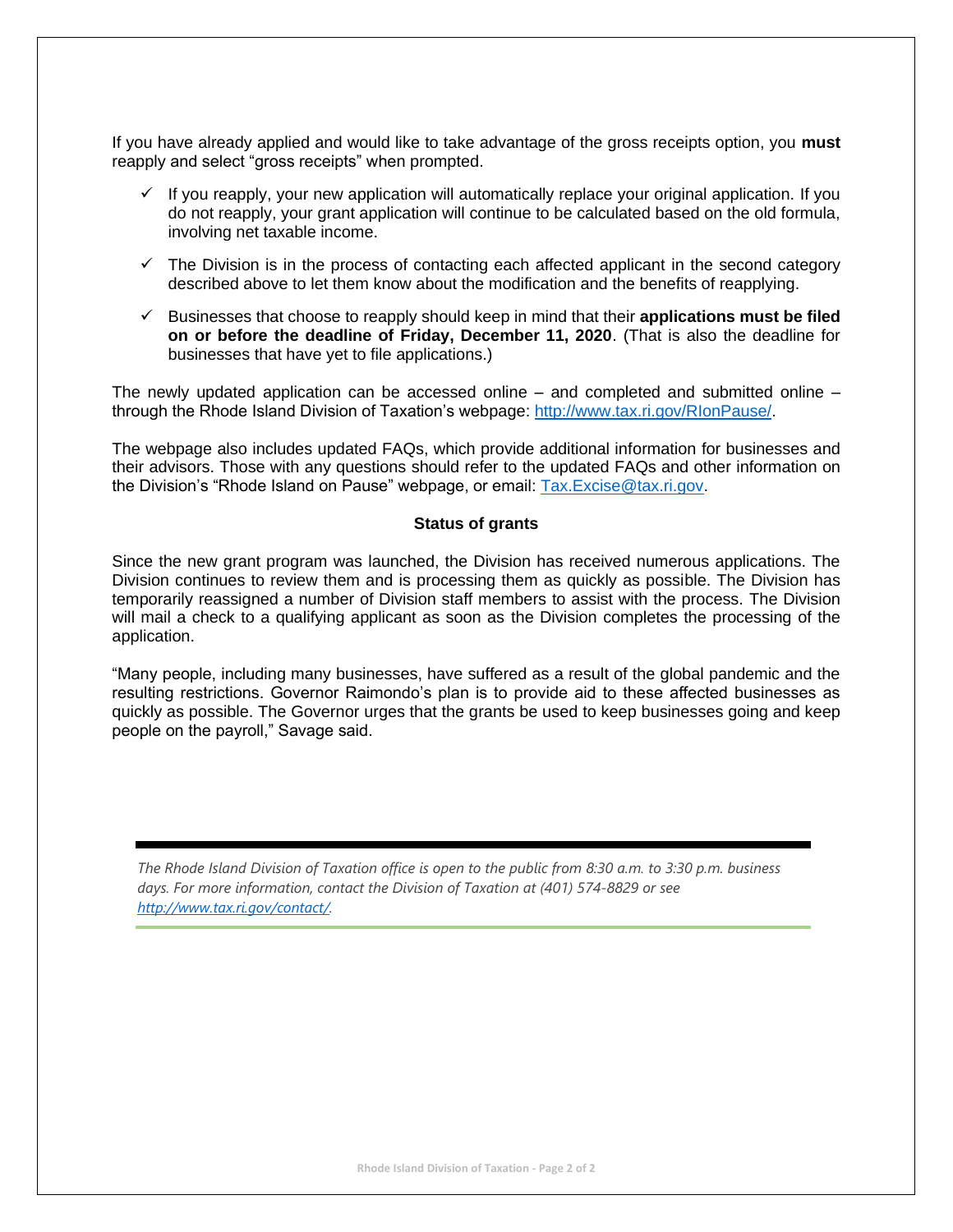If you have already applied and would like to take advantage of the gross receipts option, you **must** reapply and select "gross receipts" when prompted.

- ✓ If you reapply, your new application will automatically replace your original application. If you do not reapply, your grant application will continue to be calculated based on the old formula, involving net taxable income.
- ✓ The Division is in the process of contacting each affected applicant in the second category described above to let them know about the modification and the benefits of reapplying.
- ✓ Businesses that choose to reapply should keep in mind that their **applications must be filed on or before the deadline of Friday, December 11, 2020**. (That is also the deadline for businesses that have yet to file applications.)

The newly updated application can be accessed online – and completed and submitted online – through the Rhode Island Division of Taxation's webpage: [http://www.tax.ri.gov/RIonPause/](http://www.tax.ri.gov/RIonPause/).

The webpage also includes updated FAQs, which provide additional information for businesses and their advisors. Those with any questions should refer to the updated FAQs and other information on the Division's "Rhode Island on Pause" webpage, or email: [Tax.Excise@tax.ri.gov](mailto:Tax.Excise@tax.ri.gov).

**Status of grants**

Since the new grant program was launched, the Division has received numerous applications. The Division continues to review them and is processing them as quickly as possible. The Division has temporarily reassigned a number of Division staff members to assist with the process. The Division will mail a check to a qualifying applicant as soon as the Division completes the processing of the application.

"Many people, including many businesses, have suffered as a result of the global pandemic and the resulting restrictions. Governor Raimondo's plan is to provide aid to these affected businesses as quickly as possible. The Governor urges that the grants be used to keep businesses going and keep people on the payroll," Savage said.

---

*The Rhode Island Division of Taxation office is open to the public from 8:30 a.m. to 3:30 p.m. business days. For more information, contact the Division of Taxation at (401) 574-8829 or see [http://www.tax.ri.gov/contact/](http://www.tax.ri.gov/contact/).*